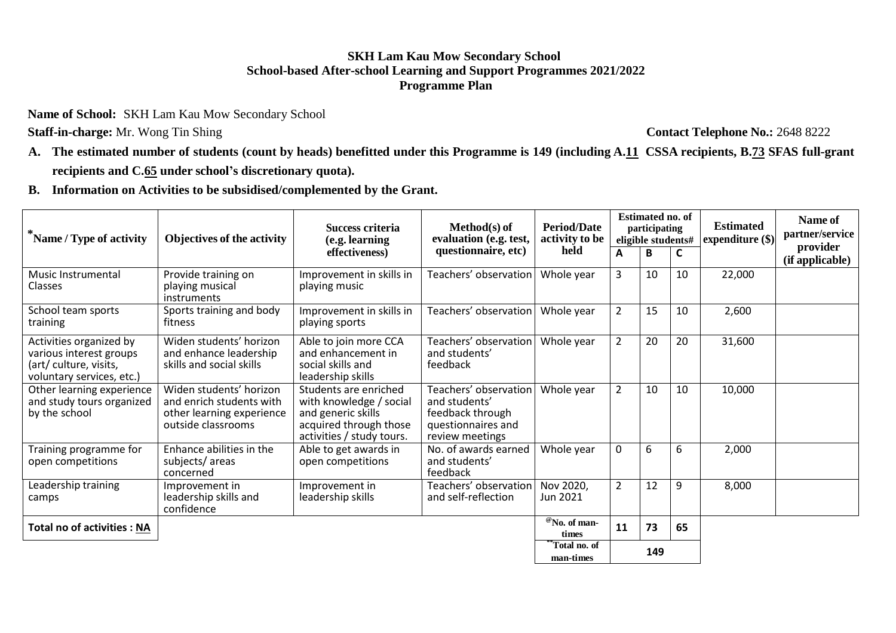**SKH Lam Kau Mow Secondary School**
**School-based After-school Learning and Support Programmes 2021/2022**
**Programme Plan**

**Name of School:** SKH Lam Kau Mow Secondary School

**Staff-in-charge:** Mr. Wong Tin Shing **Contact Telephone No.:** 2648 8222

**A. The estimated number of students (count by heads) benefitted under this Programme is 149 (including A.11 CSSA recipients, B.73 SFAS full-grant recipients and C.65 under school's discretionary quota).**

**B. Information on Activities to be subsidised/complemented by the Grant.**

| *Name / Type of activity | Objectives of the activity | Success criteria (e.g. learning effectiveness) | Method(s) of evaluation (e.g. test, questionnaire, etc) | Period/Date activity to be held | Estimated no. of participating eligible students# | | | Estimated expenditure ($) | Name of partner/service provider (if applicable) |
|---|---|---|---|---|---|---|---|---|---|
| | | | | | A | B | C | | |
| Music Instrumental Classes | Provide training on playing musical instruments | Improvement in skills in playing music | Teachers' observation | Whole year | 3 | 10 | 10 | 22,000 | |
| School team sports training | Sports training and body fitness | Improvement in skills in playing sports | Teachers' observation | Whole year | 2 | 15 | 10 | 2,600 | |
| Activities organized by various interest groups (art/ culture, visits, voluntary services, etc.) | Widen students' horizon and enhance leadership skills and social skills | Able to join more CCA and enhancement in social skills and leadership skills | Teachers' observation and students' feedback | Whole year | 2 | 20 | 20 | 31,600 | |
| Other learning experience and study tours organized by the school | Widen students' horizon and enrich students with other learning experience outside classrooms | Students are enriched with knowledge / social and generic skills acquired through those activities / study tours. | Teachers' observation and students' feedback through questionnaires and review meetings | Whole year | 2 | 10 | 10 | 10,000 | |
| Training programme for open competitions | Enhance abilities in the subjects/ areas concerned | Able to get awards in open competitions | No. of awards earned and students' feedback | Whole year | 0 | 6 | 6 | 2,000 | |
| Leadership training camps | Improvement in leadership skills and confidence | Improvement in leadership skills | Teachers' observation and self-reflection | Nov 2020, Jun 2021 | 2 | 12 | 9 | 8,000 | |
| **Total no of activities : NA** | | | | @No. of man-times | **11** | **73** | **65** | | |
| | | | | **Total no. of man-times | **149** | | | | |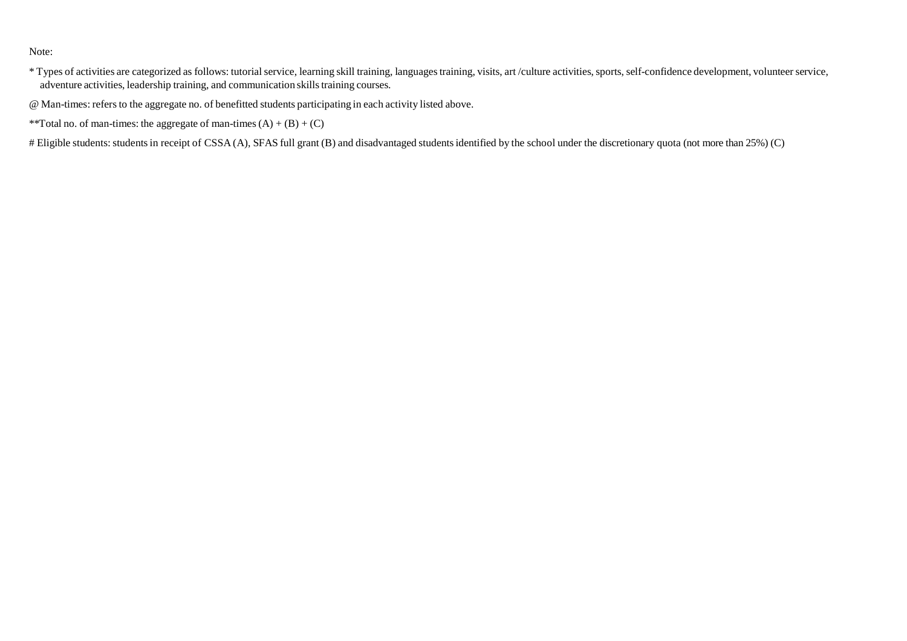Note:

* Types of activities are categorized as follows: tutorial service, learning skill training, languages training, visits, art /culture activities, sports, self-confidence development, volunteer service, adventure activities, leadership training, and communication skills training courses.

@ Man-times: refers to the aggregate no. of benefitted students participating in each activity listed above.

**Total no. of man-times: the aggregate of man-times (A) + (B) + (C)

# Eligible students: students in receipt of CSSA (A), SFAS full grant (B) and disadvantaged students identified by the school under the discretionary quota (not more than 25%) (C)